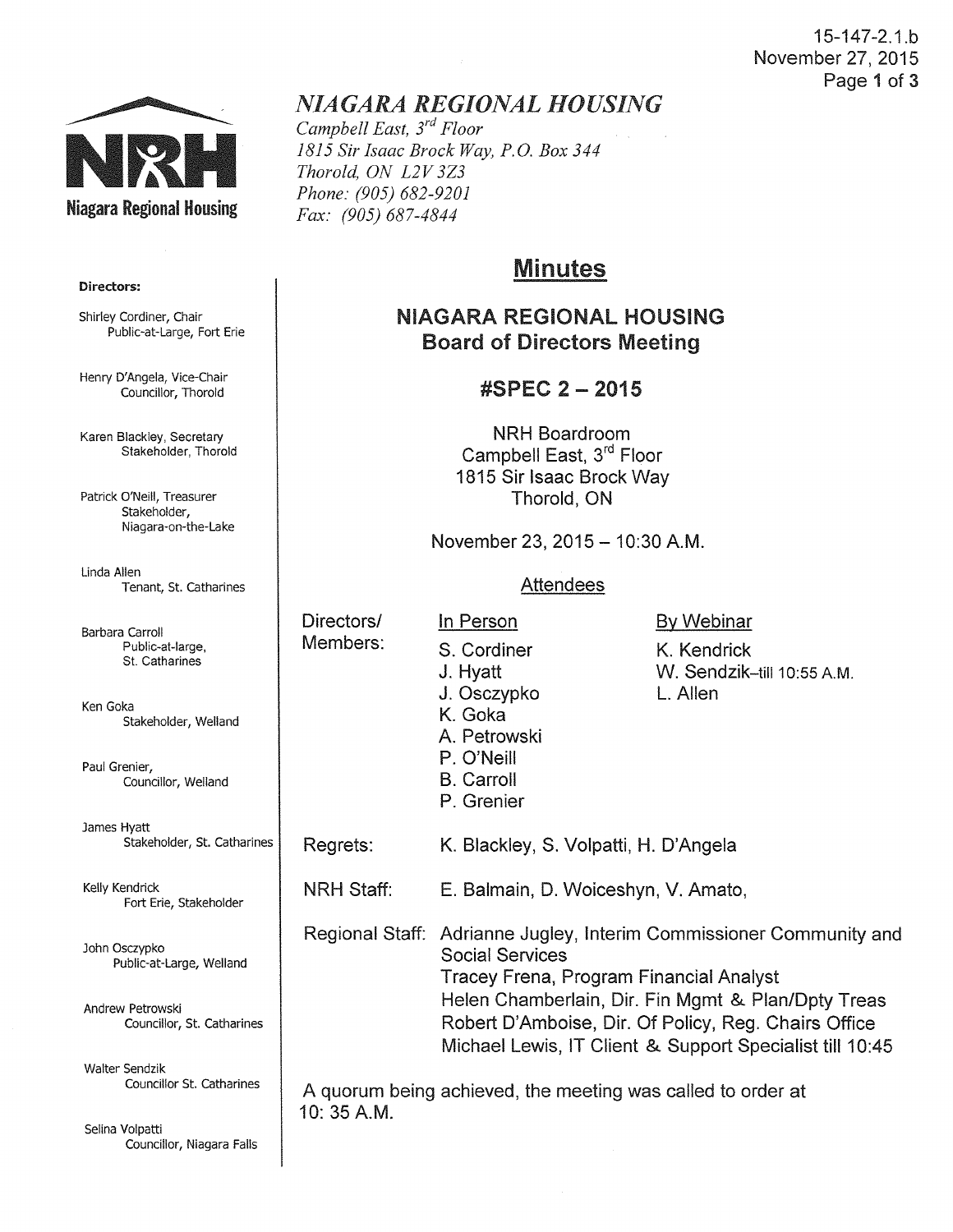15-147-2.1.b
November 27, 2015

# NIAGARA REGIONAL HOUSING

*Campbell East, 3rd Floor*
*1815 Sir Isaac Brock Way, P.O. Box 344*
*Thorold, ON L2V 3Z3*
*Phone: (905) 682-9201*
*Fax: (905) 687-4844*

Niagara Regional Housing

**Directors:**

Shirley Cordiner, Chair
Public-at-Large, Fort Erie

Henry D'Angela, Vice-Chair
Councillor, Thorold

Karen Blackley, Secretary
Stakeholder, Thorold

Patrick O'Neill, Treasurer
Stakeholder, Niagara-on-the-Lake

Linda Allen
Tenant, St. Catharines

Barbara Carroll
Public-at-large, St. Catharines

Ken Goka
Stakeholder, Welland

Paul Grenier,
Councillor, Welland

James Hyatt
Stakeholder, St. Catharines

Kelly Kendrick
Fort Erie, Stakeholder

John Osczypko
Public-at-Large, Welland

Andrew Petrowski
Councillor, St. Catharines

Walter Sendzik
Councillor St. Catharines

Selina Volpatti
Councillor, Niagara Falls

## Minutes

### NIAGARA REGIONAL HOUSING
### Board of Directors Meeting

### #SPEC 2 – 2015

NRH Boardroom
Campbell East, 3rd Floor
1815 Sir Isaac Brock Way
Thorold, ON

November 23, 2015 – 10:30 A.M.

Attendees

| | In Person | By Webinar |
|---|---|---|
| Directors/ Members: | S. Cordiner | K. Kendrick |
| | J. Hyatt | W. Sendzik–till 10:55 A.M. |
| | J. Osczypko | L. Allen |
| | K. Goka | |
| | A. Petrowski | |
| | P. O'Neill | |
| | B. Carroll | |
| | P. Grenier | |

Regrets: K. Blackley, S. Volpatti, H. D'Angela

NRH Staff: E. Balmain, D. Woiceshyn, V. Amato,

Regional Staff: Adrianne Jugley, Interim Commissioner Community and Social Services
Tracey Frena, Program Financial Analyst
Helen Chamberlain, Dir. Fin Mgmt & Plan/Dpty Treas
Robert D'Amboise, Dir. Of Policy, Reg. Chairs Office
Michael Lewis, IT Client & Support Specialist till 10:45

A quorum being achieved, the meeting was called to order at 10: 35 A.M.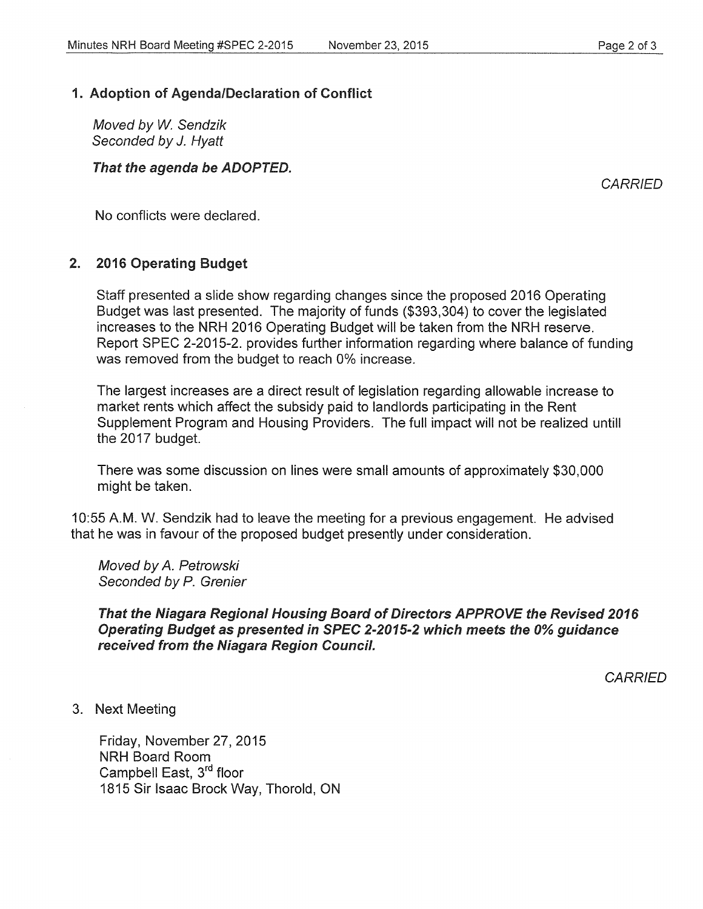### 1. Adoption of Agenda/Declaration of Conflict

*Moved by W. Sendzik*
*Seconded by J. Hyatt*

***That the agenda be ADOPTED.***

*CARRIED*

No conflicts were declared.

### 2. 2016 Operating Budget

Staff presented a slide show regarding changes since the proposed 2016 Operating Budget was last presented. The majority of funds ($393,304) to cover the legislated increases to the NRH 2016 Operating Budget will be taken from the NRH reserve. Report SPEC 2-2015-2. provides further information regarding where balance of funding was removed from the budget to reach 0% increase.

The largest increases are a direct result of legislation regarding allowable increase to market rents which affect the subsidy paid to landlords participating in the Rent Supplement Program and Housing Providers. The full impact will not be realized untill the 2017 budget.

There was some discussion on lines were small amounts of approximately $30,000 might be taken.

10:55 A.M. W. Sendzik had to leave the meeting for a previous engagement. He advised that he was in favour of the proposed budget presently under consideration.

*Moved by A. Petrowski*
*Seconded by P. Grenier*

***That the Niagara Regional Housing Board of Directors APPROVE the Revised 2016 Operating Budget as presented in SPEC 2-2015-2 which meets the 0% guidance received from the Niagara Region Council.***

*CARRIED*

### 3. Next Meeting

Friday, November 27, 2015
NRH Board Room
Campbell East, 3rd floor
1815 Sir Isaac Brock Way, Thorold, ON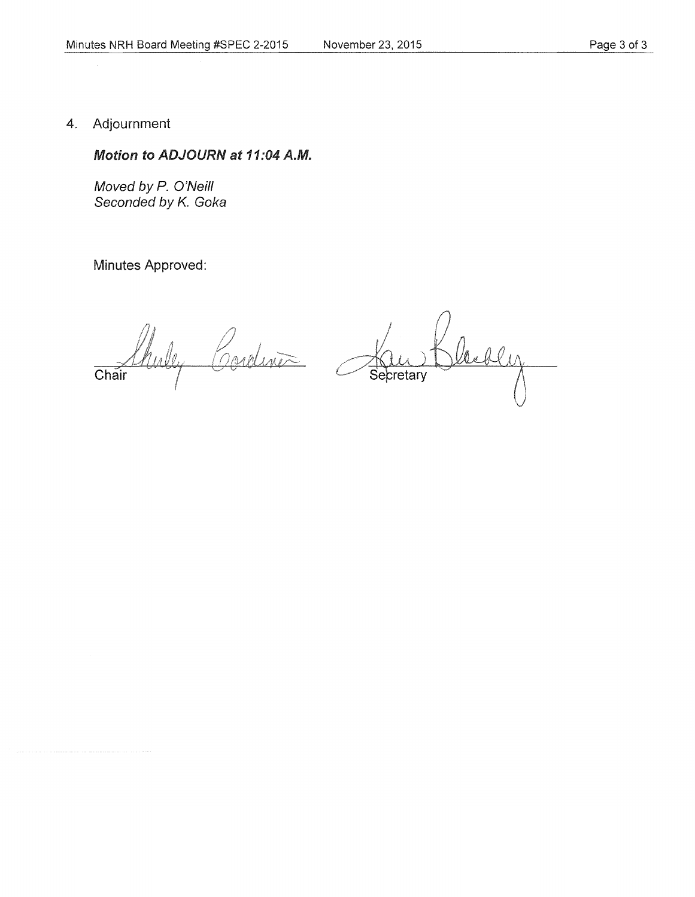4. Adjournment

***Motion to ADJOURN at 11:04 A.M.***

*Moved by P. O'Neill*
*Seconded by K. Goka*

Minutes Approved:

Chair

Secretary